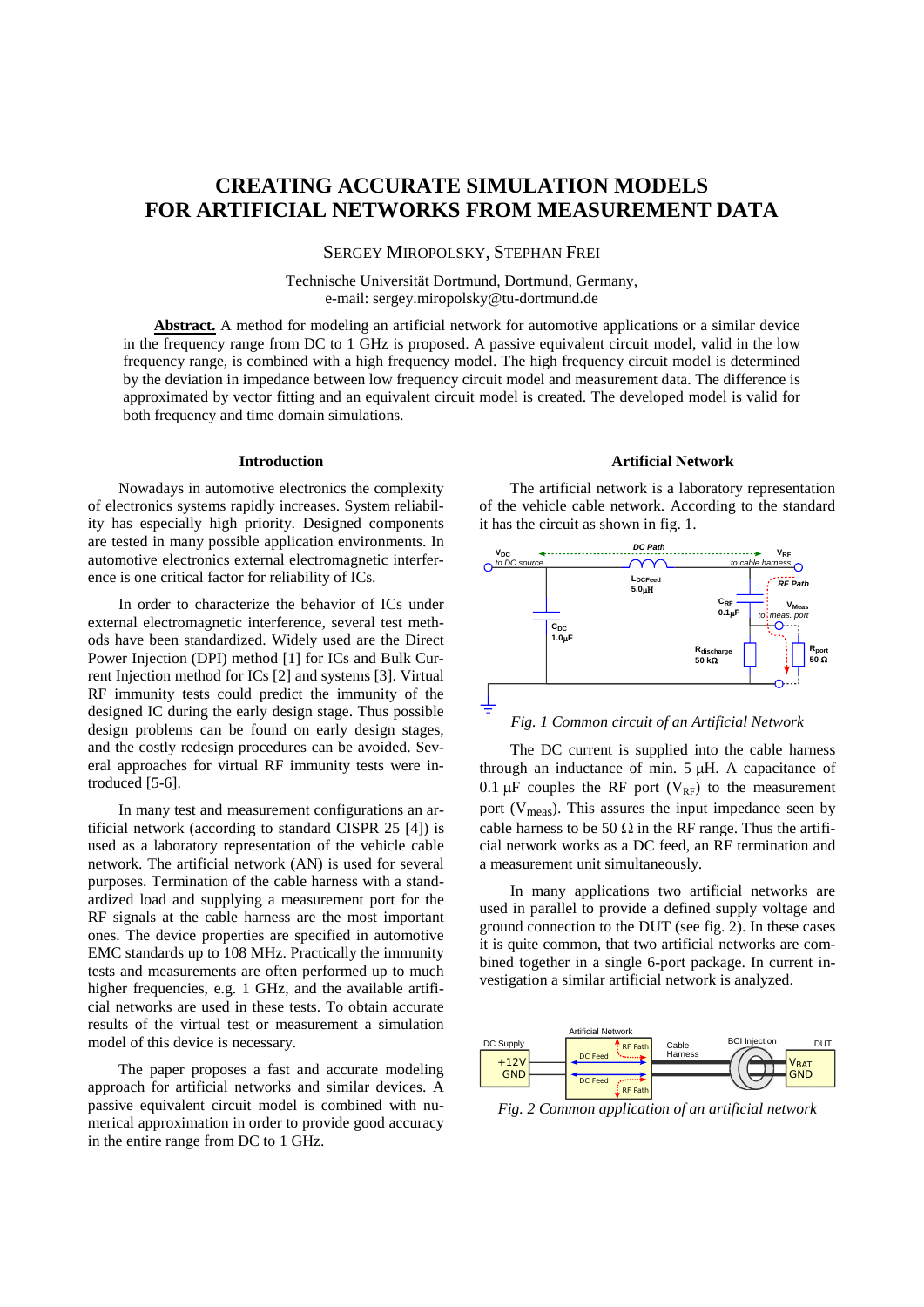# CREATING ACCURATE SIMULATION MODELS FOR ARTIFICIAL NETWORKS FROM MEASUREMENT DATA

SERGEY MIROPOLSKY, STEPHAN FREI

Technische Universität Dortmund, Dortmund, Germany,
e-mail: sergey.miropolsky@tu-dortmund.de

**Abstract.** A method for modeling an artificial network for automotive applications or a similar device in the frequency range from DC to 1 GHz is proposed. A passive equivalent circuit model, valid in the low frequency range, is combined with a high frequency model. The high frequency circuit model is determined by the deviation in impedance between low frequency circuit model and measurement data. The difference is approximated by vector fitting and an equivalent circuit model is created. The developed model is valid for both frequency and time domain simulations.

## Introduction

Nowadays in automotive electronics the complexity of electronics systems rapidly increases. System reliability has especially high priority. Designed components are tested in many possible application environments. In automotive electronics external electromagnetic interference is one critical factor for reliability of ICs.

In order to characterize the behavior of ICs under external electromagnetic interference, several test methods have been standardized. Widely used are the Direct Power Injection (DPI) method [1] for ICs and Bulk Current Injection method for ICs [2] and systems [3]. Virtual RF immunity tests could predict the immunity of the designed IC during the early design stage. Thus possible design problems can be found on early design stages, and the costly redesign procedures can be avoided. Several approaches for virtual RF immunity tests were introduced [5-6].

In many test and measurement configurations an artificial network (according to standard CISPR 25 [4]) is used as a laboratory representation of the vehicle cable network. The artificial network (AN) is used for several purposes. Termination of the cable harness with a standardized load and supplying a measurement port for the RF signals at the cable harness are the most important ones. The device properties are specified in automotive EMC standards up to 108 MHz. Practically the immunity tests and measurements are often performed up to much higher frequencies, e.g. 1 GHz, and the available artificial networks are used in these tests. To obtain accurate results of the virtual test or measurement a simulation model of this device is necessary.

The paper proposes a fast and accurate modeling approach for artificial networks and similar devices. A passive equivalent circuit model is combined with numerical approximation in order to provide good accuracy in the entire range from DC to 1 GHz.

## Artificial Network

The artificial network is a laboratory representation of the vehicle cable network. According to the standard it has the circuit as shown in fig. 1.

*Fig. 1 Common circuit of an Artificial Network*

The DC current is supplied into the cable harness through an inductance of min. 5 µH. A capacitance of 0.1 µF couples the RF port ($V_{RF}$) to the measurement port ($V_{meas}$). This assures the input impedance seen by cable harness to be 50 Ω in the RF range. Thus the artificial network works as a DC feed, an RF termination and a measurement unit simultaneously.

In many applications two artificial networks are used in parallel to provide a defined supply voltage and ground connection to the DUT (see fig. 2). In these cases it is quite common, that two artificial networks are combined together in a single 6-port package. In current investigation a similar artificial network is analyzed.

*Fig. 2 Common application of an artificial network*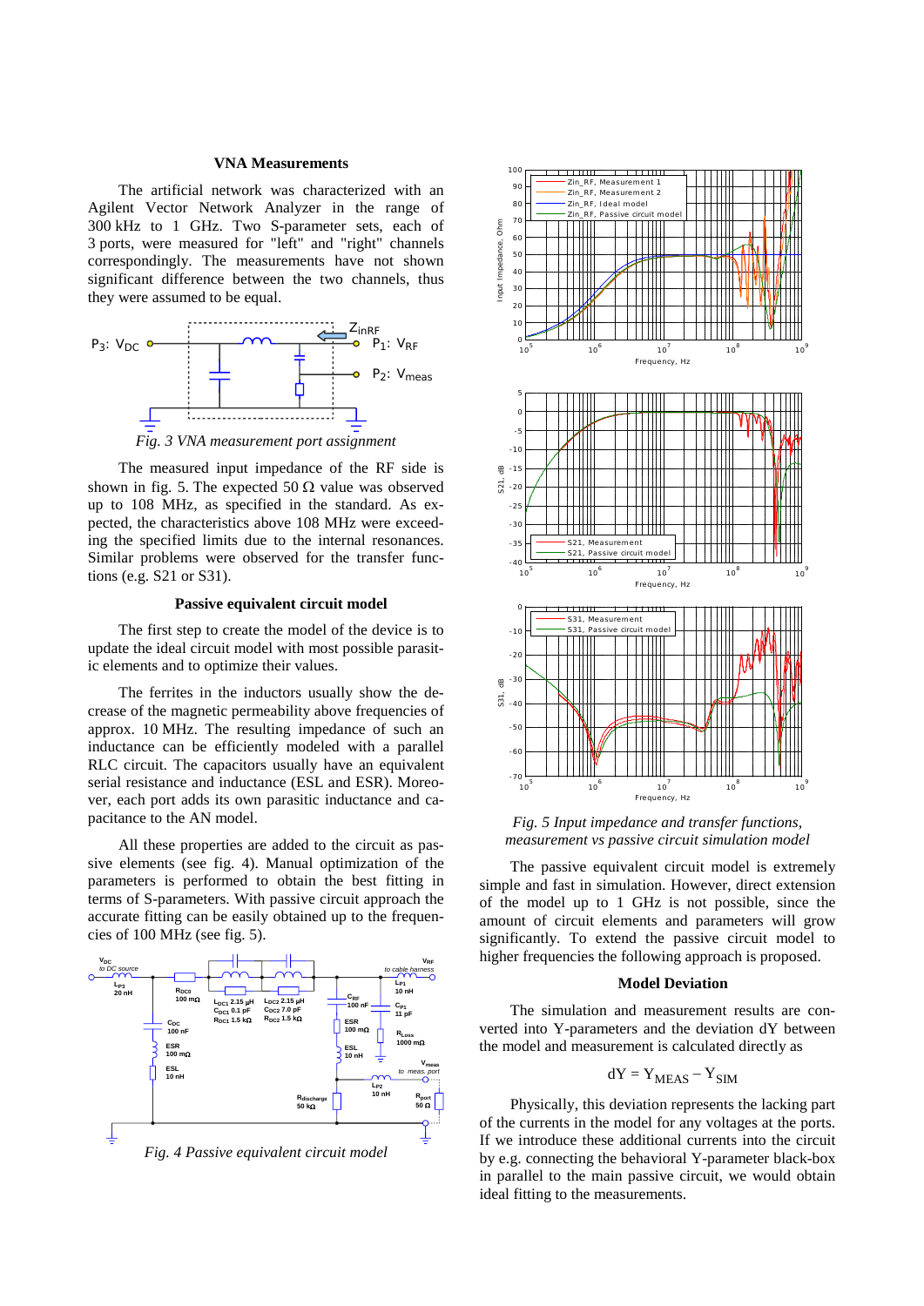### VNA Measurements

The artificial network was characterized with an Agilent Vector Network Analyzer in the range of 300 kHz to 1 GHz. Two S-parameter sets, each of 3 ports, were measured for "left" and "right" channels correspondingly. The measurements have not shown significant difference between the two channels, thus they were assumed to be equal.

*Fig. 3 VNA measurement port assignment*

The measured input impedance of the RF side is shown in fig. 5. The expected 50 Ω value was observed up to 108 MHz, as specified in the standard. As expected, the characteristics above 108 MHz were exceeding the specified limits due to the internal resonances. Similar problems were observed for the transfer functions (e.g. S21 or S31).

### Passive equivalent circuit model

The first step to create the model of the device is to update the ideal circuit model with most possible parasitic elements and to optimize their values.

The ferrites in the inductors usually show the decrease of the magnetic permeability above frequencies of approx. 10 MHz. The resulting impedance of such an inductance can be efficiently modeled with a parallel RLC circuit. The capacitors usually have an equivalent serial resistance and inductance (ESL and ESR). Moreover, each port adds its own parasitic inductance and capacitance to the AN model.

All these properties are added to the circuit as passive elements (see fig. 4). Manual optimization of the parameters is performed to obtain the best fitting in terms of S-parameters. With passive circuit approach the accurate fitting can be easily obtained up to the frequencies of 100 MHz (see fig. 5).

*Fig. 4 Passive equivalent circuit model*

*Fig. 5 Input impedance and transfer functions, measurement vs passive circuit simulation model*

The passive equivalent circuit model is extremely simple and fast in simulation. However, direct extension of the model up to 1 GHz is not possible, since the amount of circuit elements and parameters will grow significantly. To extend the passive circuit model to higher frequencies the following approach is proposed.

### Model Deviation

The simulation and measurement results are converted into Y-parameters and the deviation dY between the model and measurement is calculated directly as

$$dY = Y_{MEAS} - Y_{SIM}$$

Physically, this deviation represents the lacking part of the currents in the model for any voltages at the ports. If we introduce these additional currents into the circuit by e.g. connecting the behavioral Y-parameter black-box in parallel to the main passive circuit, we would obtain ideal fitting to the measurements.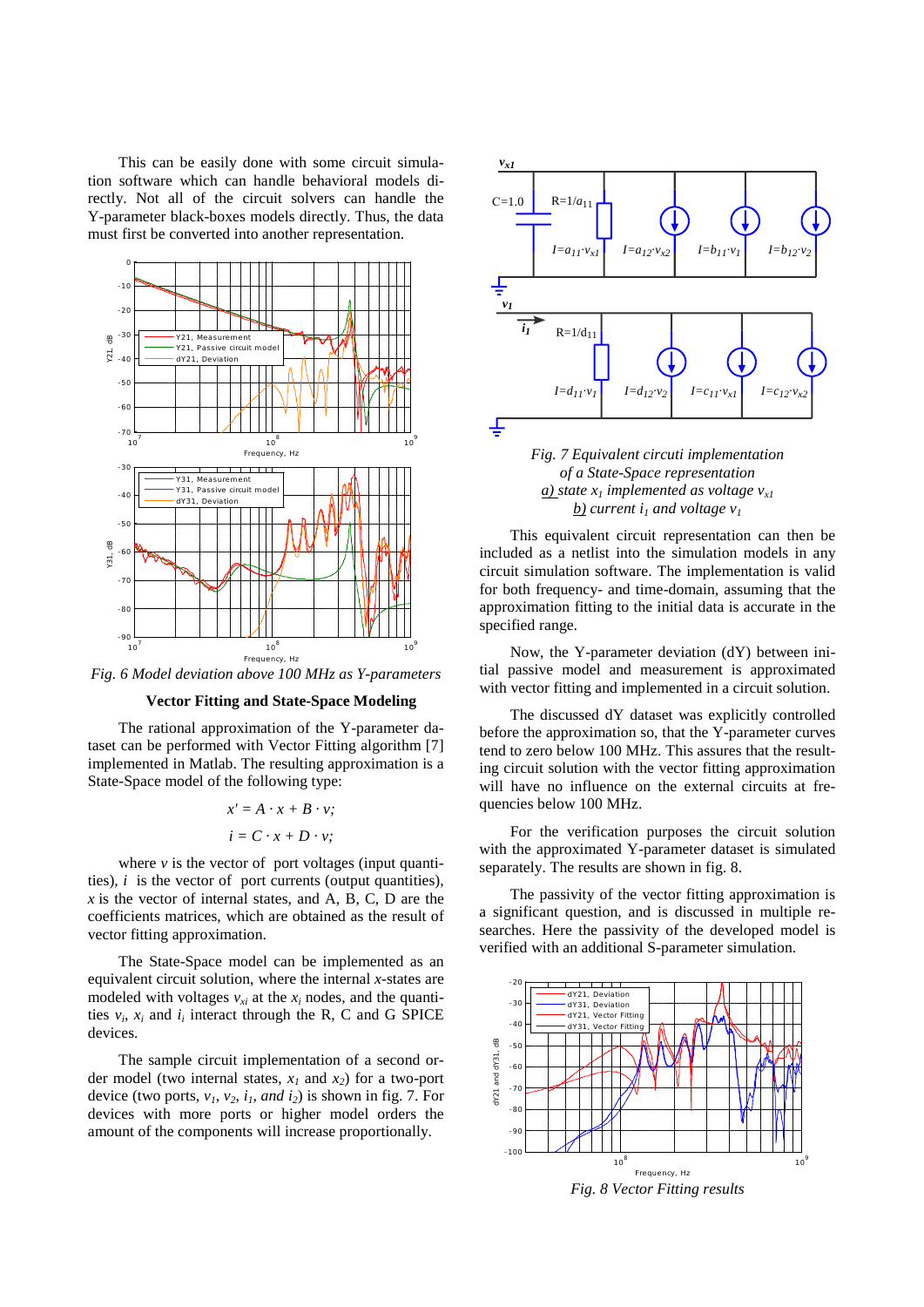This can be easily done with some circuit simulation software which can handle behavioral models directly. Not all of the circuit solvers can handle the Y-parameter black-boxes models directly. Thus, the data must first be converted into another representation.

*Fig. 6 Model deviation above 100 MHz as Y-parameters*

### Vector Fitting and State-Space Modeling

The rational approximation of the Y-parameter dataset can be performed with Vector Fitting algorithm [7] implemented in Matlab. The resulting approximation is a State-Space model of the following type:

$$x' = A \cdot x + B \cdot v;$$

$$i = C \cdot x + D \cdot v;$$

where $v$ is the vector of port voltages (input quantities), $i$ is the vector of port currents (output quantities), $x$ is the vector of internal states, and A, B, C, D are the coefficients matrices, which are obtained as the result of vector fitting approximation.

The State-Space model can be implemented as an equivalent circuit solution, where the internal $x$-states are modeled with voltages $v_{xi}$ at the $x_i$ nodes, and the quantities $v_i$, $x_i$ and $i_i$ interact through the R, C and G SPICE devices.

The sample circuit implementation of a second order model (two internal states, $x_1$ and $x_2$) for a two-port device (two ports, $v_1$, $v_2$, $i_1$, *and* $i_2$) is shown in fig. 7. For devices with more ports or higher model orders the amount of the components will increase proportionally.

*Fig. 7 Equivalent circuti implementation of a State-Space representation*
*a) state $x_1$ implemented as voltage $v_{x1}$*
*b) current $i_1$ and voltage $v_1$*

This equivalent circuit representation can then be included as a netlist into the simulation models in any circuit simulation software. The implementation is valid for both frequency- and time-domain, assuming that the approximation fitting to the initial data is accurate in the specified range.

Now, the Y-parameter deviation (dY) between initial passive model and measurement is approximated with vector fitting and implemented in a circuit solution.

The discussed dY dataset was explicitly controlled before the approximation so, that the Y-parameter curves tend to zero below 100 MHz. This assures that the resulting circuit solution with the vector fitting approximation will have no influence on the external circuits at frequencies below 100 MHz.

For the verification purposes the circuit solution with the approximated Y-parameter dataset is simulated separately. The results are shown in fig. 8.

The passivity of the vector fitting approximation is a significant question, and is discussed in multiple researches. Here the passivity of the developed model is verified with an additional S-parameter simulation.

*Fig. 8 Vector Fitting results*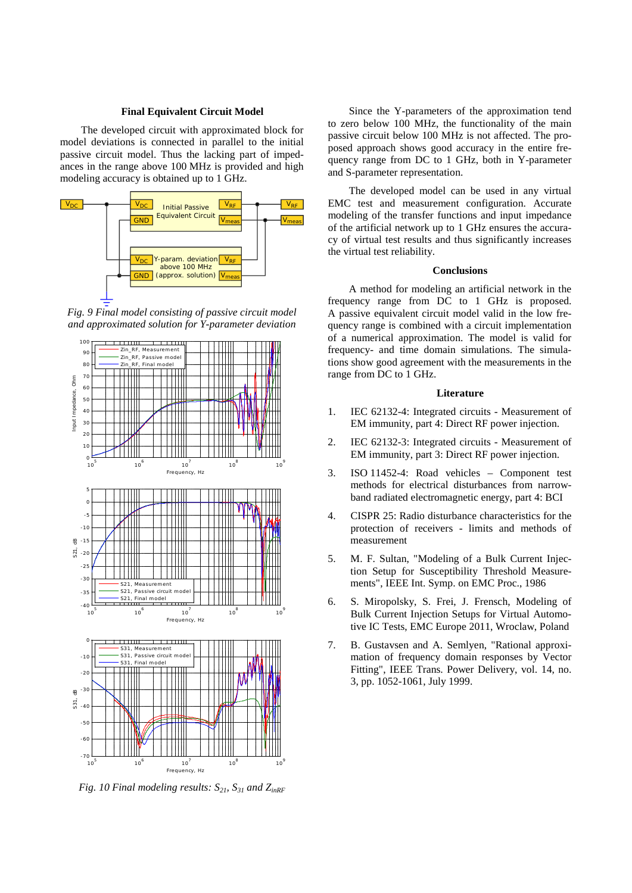### Final Equivalent Circuit Model

The developed circuit with approximated block for model deviations is connected in parallel to the initial passive circuit model. Thus the lacking part of impedances in the range above 100 MHz is provided and high modeling accuracy is obtained up to 1 GHz.

$V_{DC}$

$V_{DC}$ Initial Passive Equivalent Circuit $V_{RF}$

GND $V_{meas}$

$V_{RF}$

$V_{meas}$

$V_{DC}$ Y-param. deviation above 100 MHz (approx. solution) $V_{RF}$

GND $V_{meas}$

*Fig. 9 Final model consisting of passive circuit model and approximated solution for Y-parameter deviation*

Zin_RF, Measurement
Zin_RF, Passive model
Zin_RF, Final model
Input Impedance, Ohm
100
90
80
70
60
50
40
30
20
10
0
$10^5$ $10^6$ $10^7$ $10^8$ $10^9$
Frequency, Hz

S21, Measurement
S21, Passive circuit model
S21, Final model
S21, dB
5
0
-5
-10
-15
-20
-25
-30
-35
-40
$10^5$ $10^6$ $10^7$ $10^8$ $10^9$
Frequency, Hz

S31, Measurement
S31, Passive circuit model
S31, Final model
S31, dB
0
-10
-20
-30
-40
-50
-60
-70
$10^5$ $10^6$ $10^7$ $10^8$ $10^9$
Frequency, Hz

*Fig. 10 Final modeling results: $S_{21}$, $S_{31}$ and $Z_{inRF}$*

Since the Y-parameters of the approximation tend to zero below 100 MHz, the functionality of the main passive circuit below 100 MHz is not affected. The proposed approach shows good accuracy in the entire frequency range from DC to 1 GHz, both in Y-parameter and S-parameter representation.

The developed model can be used in any virtual EMC test and measurement configuration. Accurate modeling of the transfer functions and input impedance of the artificial network up to 1 GHz ensures the accuracy of virtual test results and thus significantly increases the virtual test reliability.

### Conclusions

A method for modeling an artificial network in the frequency range from DC to 1 GHz is proposed. A passive equivalent circuit model valid in the low frequency range is combined with a circuit implementation of a numerical approximation. The model is valid for frequency- and time domain simulations. The simulations show good agreement with the measurements in the range from DC to 1 GHz.

### Literature

1. IEC 62132-4: Integrated circuits - Measurement of EM immunity, part 4: Direct RF power injection.
2. IEC 62132-3: Integrated circuits - Measurement of EM immunity, part 3: Direct RF power injection.
3. ISO 11452-4: Road vehicles – Component test methods for electrical disturbances from narrowband radiated electromagnetic energy, part 4: BCI
4. CISPR 25: Radio disturbance characteristics for the protection of receivers - limits and methods of measurement
5. M. F. Sultan, "Modeling of a Bulk Current Injection Setup for Susceptibility Threshold Measurements", IEEE Int. Symp. on EMC Proc., 1986
6. S. Miropolsky, S. Frei, J. Frensch, Modeling of Bulk Current Injection Setups for Virtual Automotive IC Tests, EMC Europe 2011, Wroclaw, Poland
7. B. Gustavsen and A. Semlyen, "Rational approximation of frequency domain responses by Vector Fitting", IEEE Trans. Power Delivery, vol. 14, no. 3, pp. 1052-1061, July 1999.